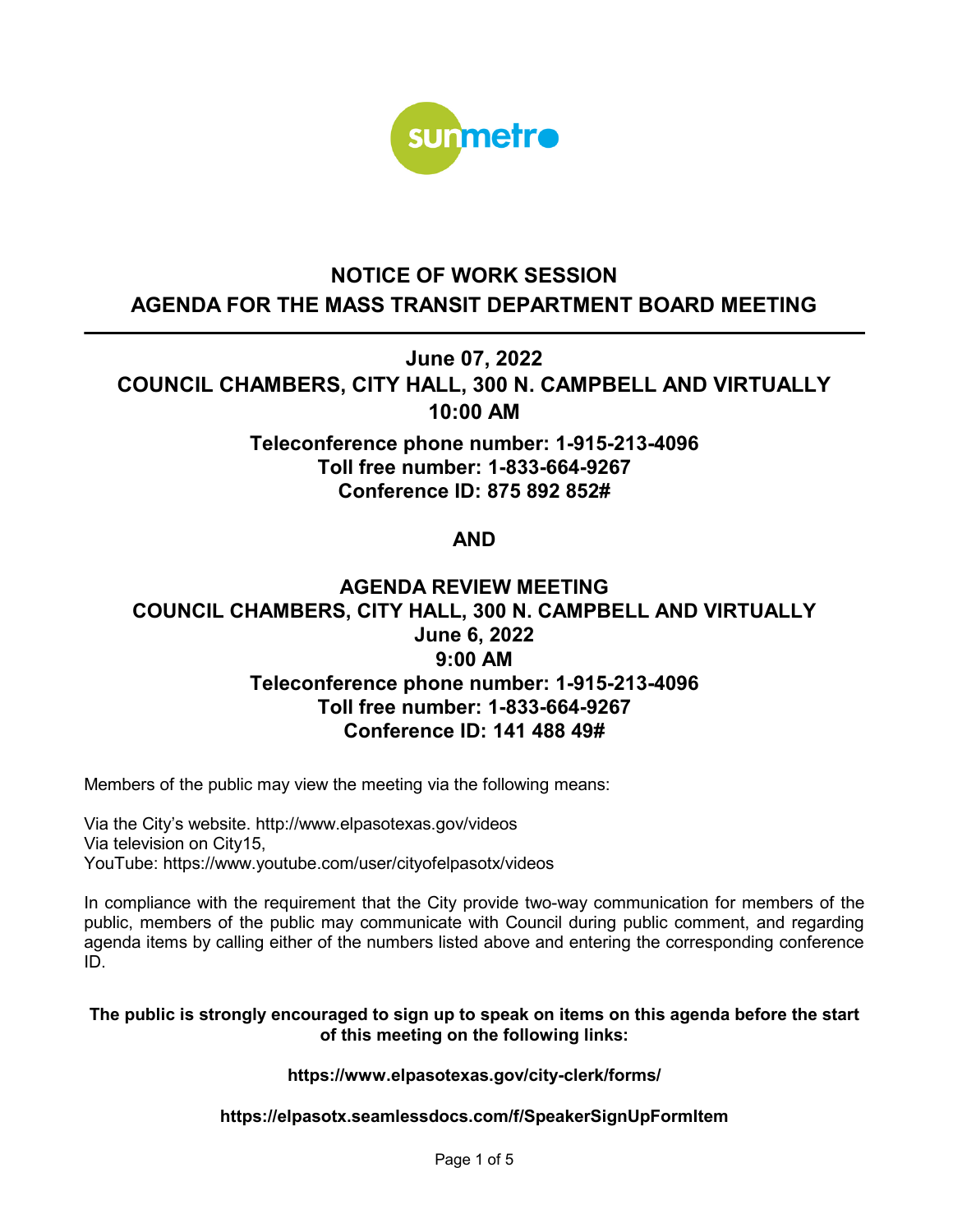sunmetro

# NOTICE OF WORK SESSION
# AGENDA FOR THE MASS TRANSIT DEPARTMENT BOARD MEETING

---

## June 07, 2022
## COUNCIL CHAMBERS, CITY HALL, 300 N. CAMPBELL AND VIRTUALLY
## 10:00 AM

**Teleconference phone number: 1-915-213-4096**
**Toll free number: 1-833-664-9267**
**Conference ID: 875 892 852#**

**AND**

## AGENDA REVIEW MEETING
## COUNCIL CHAMBERS, CITY HALL, 300 N. CAMPBELL AND VIRTUALLY
## June 6, 2022
## 9:00 AM

**Teleconference phone number: 1-915-213-4096**
**Toll free number: 1-833-664-9267**
**Conference ID: 141 488 49#**

Members of the public may view the meeting via the following means:

Via the City's website. http://www.elpasotexas.gov/videos
Via television on City15,
YouTube: https://www.youtube.com/user/cityofelpasotx/videos

In compliance with the requirement that the City provide two-way communication for members of the public, members of the public may communicate with Council during public comment, and regarding agenda items by calling either of the numbers listed above and entering the corresponding conference ID.

**The public is strongly encouraged to sign up to speak on items on this agenda before the start of this meeting on the following links:**

**https://www.elpasotexas.gov/city-clerk/forms/**

**https://elpasotx.seamlessdocs.com/f/SpeakerSignUpFormItem**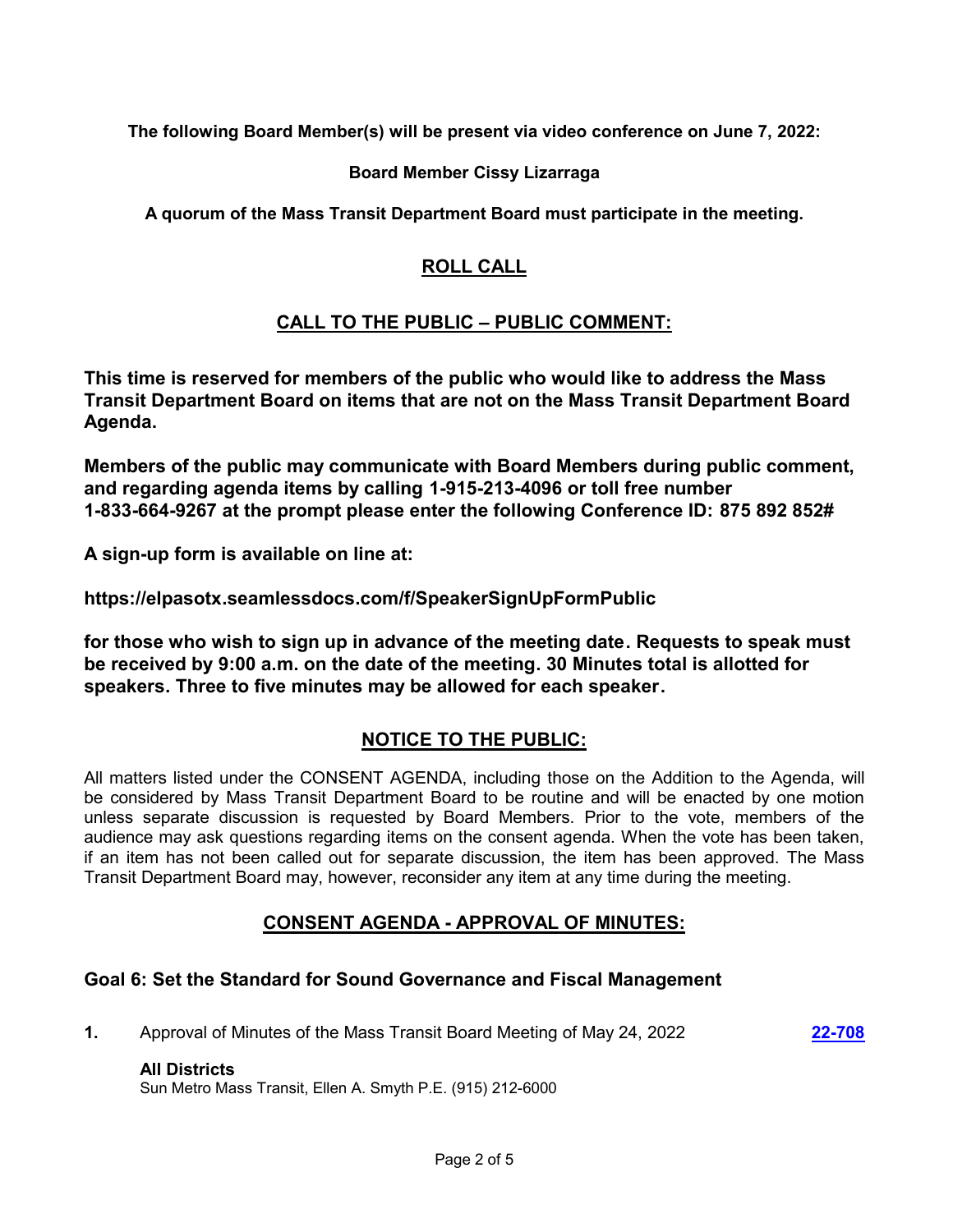**The following Board Member(s) will be present via video conference on June 7, 2022:**

**Board Member Cissy Lizarraga**

**A quorum of the Mass Transit Department Board must participate in the meeting.**

## ROLL CALL

## CALL TO THE PUBLIC – PUBLIC COMMENT:

**This time is reserved for members of the public who would like to address the Mass Transit Department Board on items that are not on the Mass Transit Department Board Agenda.**

**Members of the public may communicate with Board Members during public comment, and regarding agenda items by calling 1-915-213-4096 or toll free number 1-833-664-9267 at the prompt please enter the following Conference ID: 875 892 852#**

**A sign-up form is available on line at:**

**https://elpasotx.seamlessdocs.com/f/SpeakerSignUpFormPublic**

**for those who wish to sign up in advance of the meeting date. Requests to speak must be received by 9:00 a.m. on the date of the meeting. 30 Minutes total is allotted for speakers. Three to five minutes may be allowed for each speaker.**

## NOTICE TO THE PUBLIC:

All matters listed under the CONSENT AGENDA, including those on the Addition to the Agenda, will be considered by Mass Transit Department Board to be routine and will be enacted by one motion unless separate discussion is requested by Board Members. Prior to the vote, members of the audience may ask questions regarding items on the consent agenda. When the vote has been taken, if an item has not been called out for separate discussion, the item has been approved. The Mass Transit Department Board may, however, reconsider any item at any time during the meeting.

## CONSENT AGENDA - APPROVAL OF MINUTES:

### Goal 6: Set the Standard for Sound Governance and Fiscal Management

**1.** Approval of Minutes of the Mass Transit Board Meeting of May 24, 2022 **22-708**

**All Districts**
Sun Metro Mass Transit, Ellen A. Smyth P.E. (915) 212-6000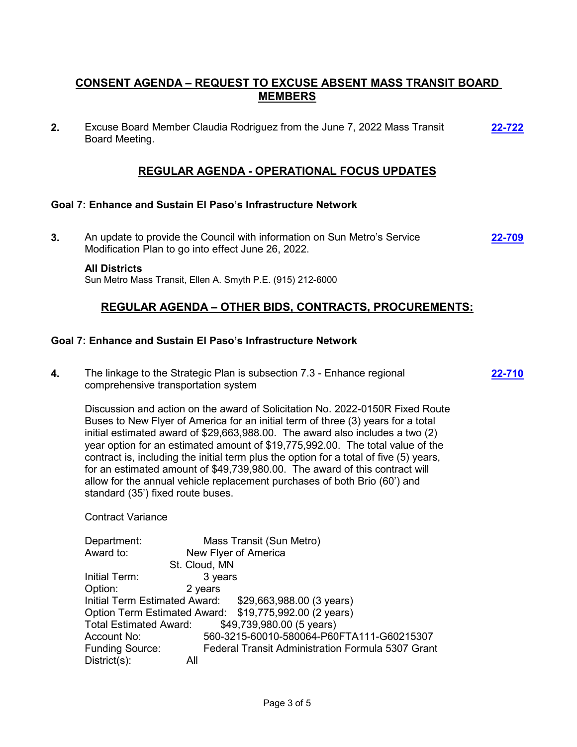## CONSENT AGENDA – REQUEST TO EXCUSE ABSENT MASS TRANSIT BOARD MEMBERS

**2.** Excuse Board Member Claudia Rodriguez from the June 7, 2022 Mass Transit Board Meeting. **22-722**

## REGULAR AGENDA - OPERATIONAL FOCUS UPDATES

### Goal 7: Enhance and Sustain El Paso's Infrastructure Network

**3.** An update to provide the Council with information on Sun Metro's Service Modification Plan to go into effect June 26, 2022. **22-709**

**All Districts**
Sun Metro Mass Transit, Ellen A. Smyth P.E. (915) 212-6000

## REGULAR AGENDA – OTHER BIDS, CONTRACTS, PROCUREMENTS:

### Goal 7: Enhance and Sustain El Paso's Infrastructure Network

**4.** The linkage to the Strategic Plan is subsection 7.3 - Enhance regional comprehensive transportation system **22-710**

Discussion and action on the award of Solicitation No. 2022-0150R Fixed Route Buses to New Flyer of America for an initial term of three (3) years for a total initial estimated award of $29,663,988.00. The award also includes a two (2) year option for an estimated amount of $19,775,992.00. The total value of the contract is, including the initial term plus the option for a total of five (5) years, for an estimated amount of $49,739,980.00. The award of this contract will allow for the annual vehicle replacement purchases of both Brio (60') and standard (35') fixed route buses.

Contract Variance

Department: Mass Transit (Sun Metro)
Award to: New Flyer of America
St. Cloud, MN
Initial Term: 3 years
Option: 2 years
Initial Term Estimated Award: $29,663,988.00 (3 years)
Option Term Estimated Award: $19,775,992.00 (2 years)
Total Estimated Award: $49,739,980.00 (5 years)
Account No: 560-3215-60010-580064-P60FTA111-G60215307
Funding Source: Federal Transit Administration Formula 5307 Grant
District(s): All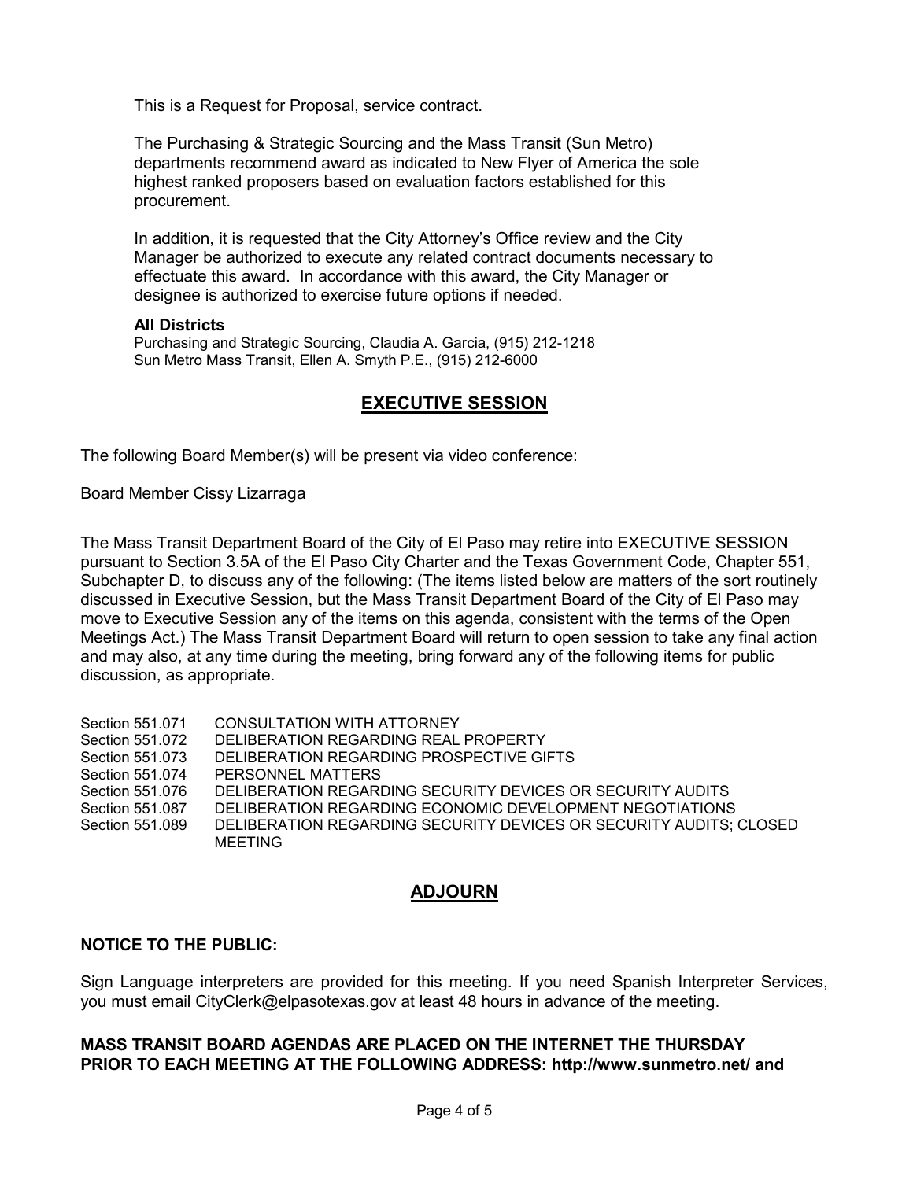This is a Request for Proposal, service contract.

The Purchasing & Strategic Sourcing and the Mass Transit (Sun Metro) departments recommend award as indicated to New Flyer of America the sole highest ranked proposers based on evaluation factors established for this procurement.

In addition, it is requested that the City Attorney's Office review and the City Manager be authorized to execute any related contract documents necessary to effectuate this award. In accordance with this award, the City Manager or designee is authorized to exercise future options if needed.

**All Districts**
Purchasing and Strategic Sourcing, Claudia A. Garcia, (915) 212-1218
Sun Metro Mass Transit, Ellen A. Smyth P.E., (915) 212-6000

## EXECUTIVE SESSION

The following Board Member(s) will be present via video conference:

Board Member Cissy Lizarraga

The Mass Transit Department Board of the City of El Paso may retire into EXECUTIVE SESSION pursuant to Section 3.5A of the El Paso City Charter and the Texas Government Code, Chapter 551, Subchapter D, to discuss any of the following: (The items listed below are matters of the sort routinely discussed in Executive Session, but the Mass Transit Department Board of the City of El Paso may move to Executive Session any of the items on this agenda, consistent with the terms of the Open Meetings Act.) The Mass Transit Department Board will return to open session to take any final action and may also, at any time during the meeting, bring forward any of the following items for public discussion, as appropriate.

| | |
|---|---|
| Section 551.071 | CONSULTATION WITH ATTORNEY |
| Section 551.072 | DELIBERATION REGARDING REAL PROPERTY |
| Section 551.073 | DELIBERATION REGARDING PROSPECTIVE GIFTS |
| Section 551.074 | PERSONNEL MATTERS |
| Section 551.076 | DELIBERATION REGARDING SECURITY DEVICES OR SECURITY AUDITS |
| Section 551.087 | DELIBERATION REGARDING ECONOMIC DEVELOPMENT NEGOTIATIONS |
| Section 551.089 | DELIBERATION REGARDING SECURITY DEVICES OR SECURITY AUDITS; CLOSED MEETING |

## ADJOURN

**NOTICE TO THE PUBLIC:**

Sign Language interpreters are provided for this meeting. If you need Spanish Interpreter Services, you must email CityClerk@elpasotexas.gov at least 48 hours in advance of the meeting.

**MASS TRANSIT BOARD AGENDAS ARE PLACED ON THE INTERNET THE THURSDAY PRIOR TO EACH MEETING AT THE FOLLOWING ADDRESS: http://www.sunmetro.net/ and**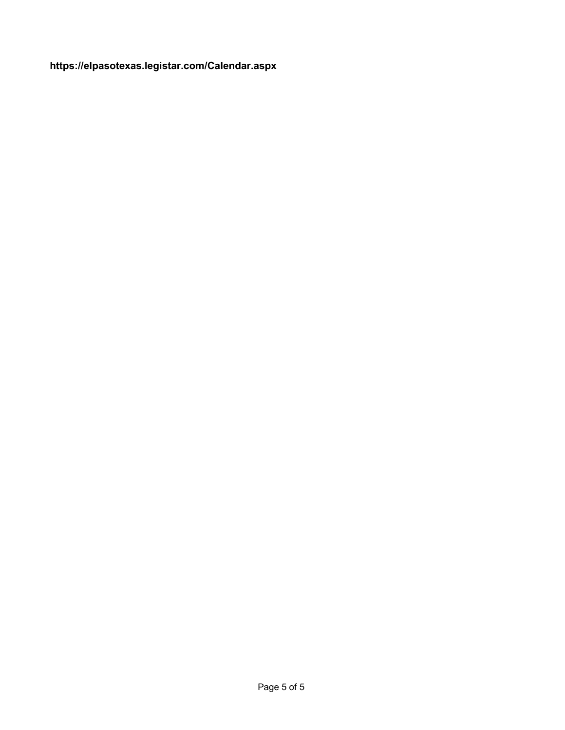**https://elpasotexas.legistar.com/Calendar.aspx**